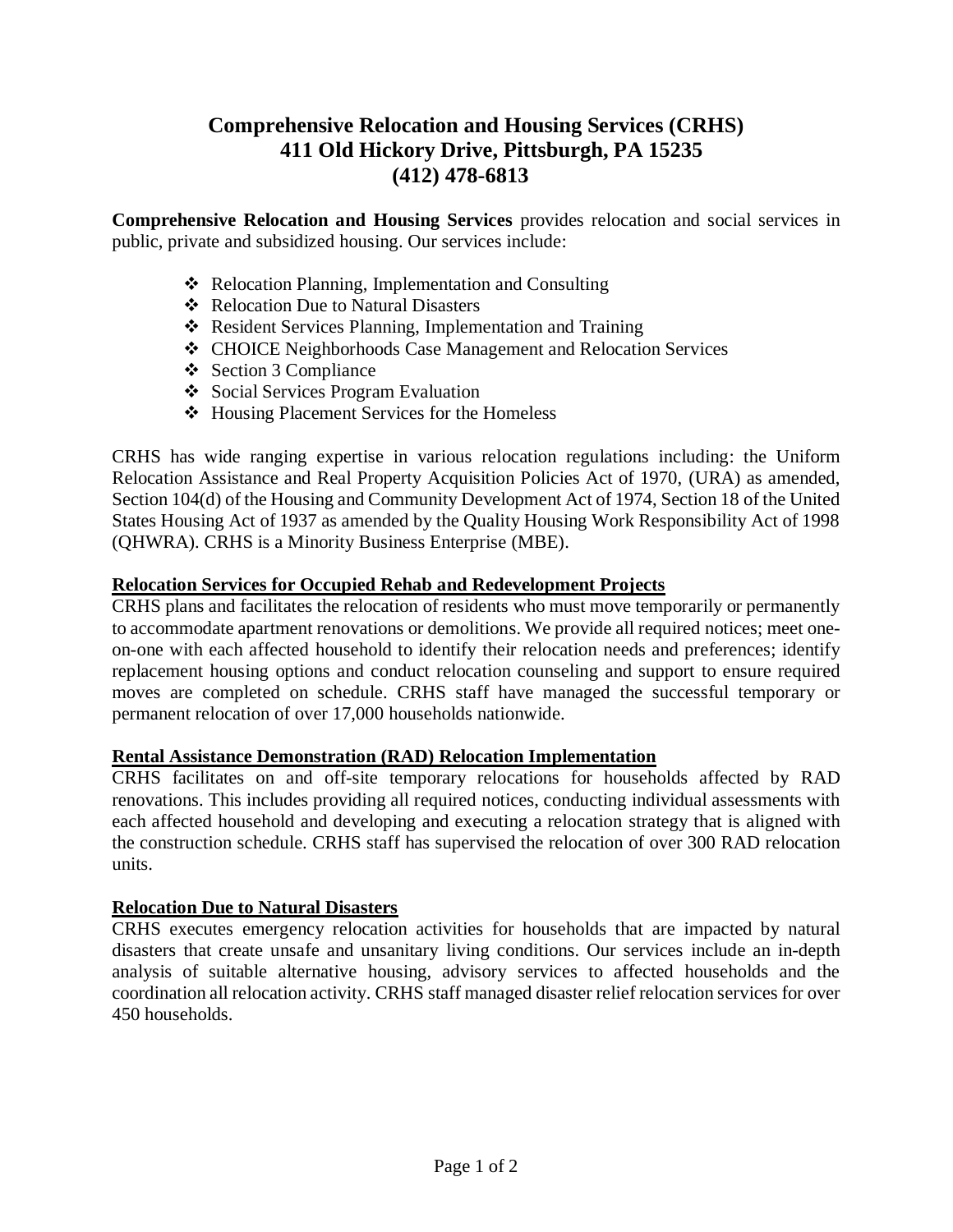# Comprehensive Relocation and Housing Services (CRHS)
## 411 Old Hickory Drive, Pittsburgh, PA 15235
## (412) 478-6813

**Comprehensive Relocation and Housing Services** provides relocation and social services in public, private and subsidized housing. Our services include:

- Relocation Planning, Implementation and Consulting
- Relocation Due to Natural Disasters
- Resident Services Planning, Implementation and Training
- CHOICE Neighborhoods Case Management and Relocation Services
- Section 3 Compliance
- Social Services Program Evaluation
- Housing Placement Services for the Homeless

CRHS has wide ranging expertise in various relocation regulations including: the Uniform Relocation Assistance and Real Property Acquisition Policies Act of 1970, (URA) as amended, Section 104(d) of the Housing and Community Development Act of 1974, Section 18 of the United States Housing Act of 1937 as amended by the Quality Housing Work Responsibility Act of 1998 (QHWRA). CRHS is a Minority Business Enterprise (MBE).

### Relocation Services for Occupied Rehab and Redevelopment Projects

CRHS plans and facilitates the relocation of residents who must move temporarily or permanently to accommodate apartment renovations or demolitions. We provide all required notices; meet one-on-one with each affected household to identify their relocation needs and preferences; identify replacement housing options and conduct relocation counseling and support to ensure required moves are completed on schedule. CRHS staff have managed the successful temporary or permanent relocation of over 17,000 households nationwide.

### Rental Assistance Demonstration (RAD) Relocation Implementation

CRHS facilitates on and off-site temporary relocations for households affected by RAD renovations. This includes providing all required notices, conducting individual assessments with each affected household and developing and executing a relocation strategy that is aligned with the construction schedule. CRHS staff has supervised the relocation of over 300 RAD relocation units.

### Relocation Due to Natural Disasters

CRHS executes emergency relocation activities for households that are impacted by natural disasters that create unsafe and unsanitary living conditions. Our services include an in-depth analysis of suitable alternative housing, advisory services to affected households and the coordination all relocation activity. CRHS staff managed disaster relief relocation services for over 450 households.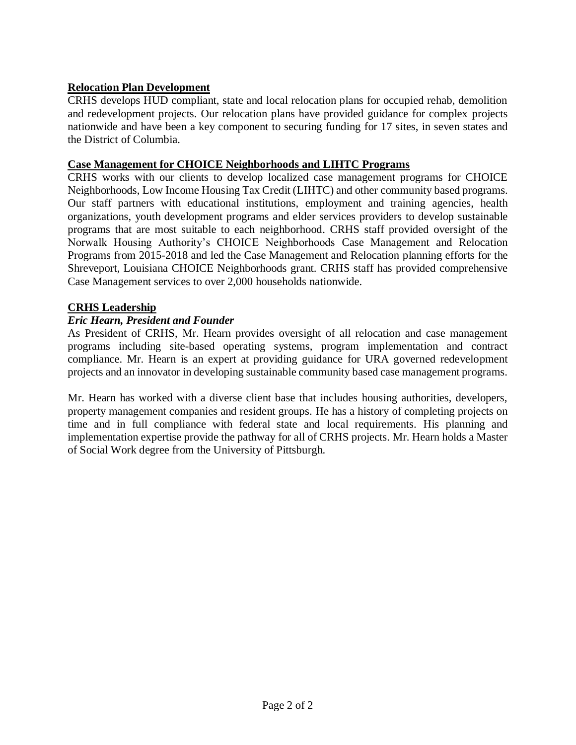## Relocation Plan Development

CRHS develops HUD compliant, state and local relocation plans for occupied rehab, demolition and redevelopment projects. Our relocation plans have provided guidance for complex projects nationwide and have been a key component to securing funding for 17 sites, in seven states and the District of Columbia.

## Case Management for CHOICE Neighborhoods and LIHTC Programs

CRHS works with our clients to develop localized case management programs for CHOICE Neighborhoods, Low Income Housing Tax Credit (LIHTC) and other community based programs. Our staff partners with educational institutions, employment and training agencies, health organizations, youth development programs and elder services providers to develop sustainable programs that are most suitable to each neighborhood. CRHS staff provided oversight of the Norwalk Housing Authority's CHOICE Neighborhoods Case Management and Relocation Programs from 2015-2018 and led the Case Management and Relocation planning efforts for the Shreveport, Louisiana CHOICE Neighborhoods grant. CRHS staff has provided comprehensive Case Management services to over 2,000 households nationwide.

## CRHS Leadership

### *Eric Hearn, President and Founder*

As President of CRHS, Mr. Hearn provides oversight of all relocation and case management programs including site-based operating systems, program implementation and contract compliance. Mr. Hearn is an expert at providing guidance for URA governed redevelopment projects and an innovator in developing sustainable community based case management programs.

Mr. Hearn has worked with a diverse client base that includes housing authorities, developers, property management companies and resident groups. He has a history of completing projects on time and in full compliance with federal state and local requirements. His planning and implementation expertise provide the pathway for all of CRHS projects. Mr. Hearn holds a Master of Social Work degree from the University of Pittsburgh.